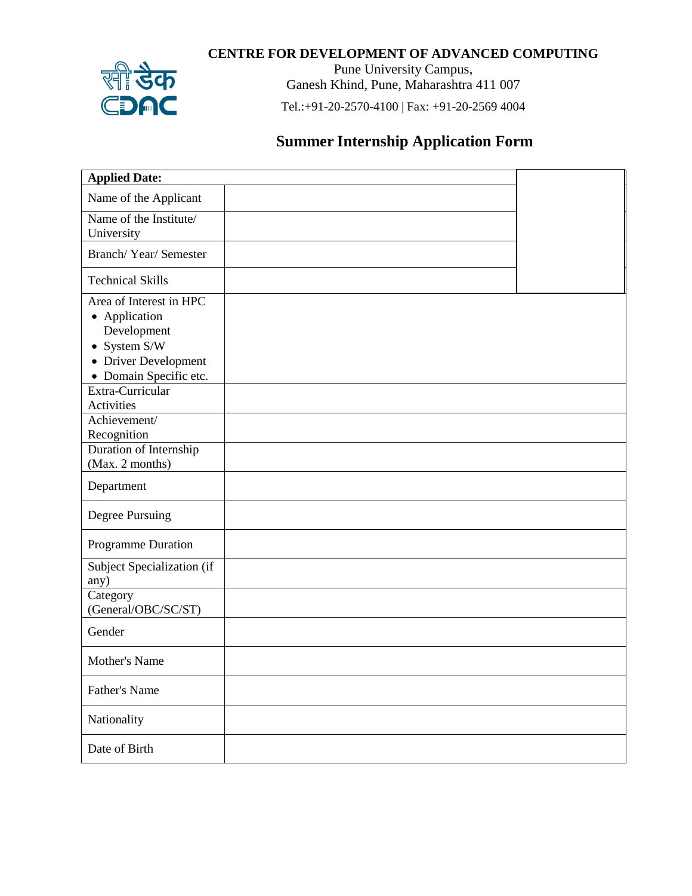**CENTRE FOR DEVELOPMENT OF ADVANCED COMPUTING**

Pune University Campus,
Ganesh Khind, Pune, Maharashtra 411 007

Tel.:+91-20-2570-4100 | Fax: +91-20-2569 4004

## Summer Internship Application Form

| **Applied Date:** | | |
|---|---|---|
| Name of the Applicant | | |
| Name of the Institute/ University | | |
| Branch/ Year/ Semester | | |
| Technical Skills | | |
| Area of Interest in HPC<br>• Application Development<br>• System S/W<br>• Driver Development<br>• Domain Specific etc. | | |
| Extra-Curricular Activities | | |
| Achievement/ Recognition | | |
| Duration of Internship (Max. 2 months) | | |
| Department | | |
| Degree Pursuing | | |
| Programme Duration | | |
| Subject Specialization (if any) | | |
| Category (General/OBC/SC/ST) | | |
| Gender | | |
| Mother's Name | | |
| Father's Name | | |
| Nationality | | |
| Date of Birth | | |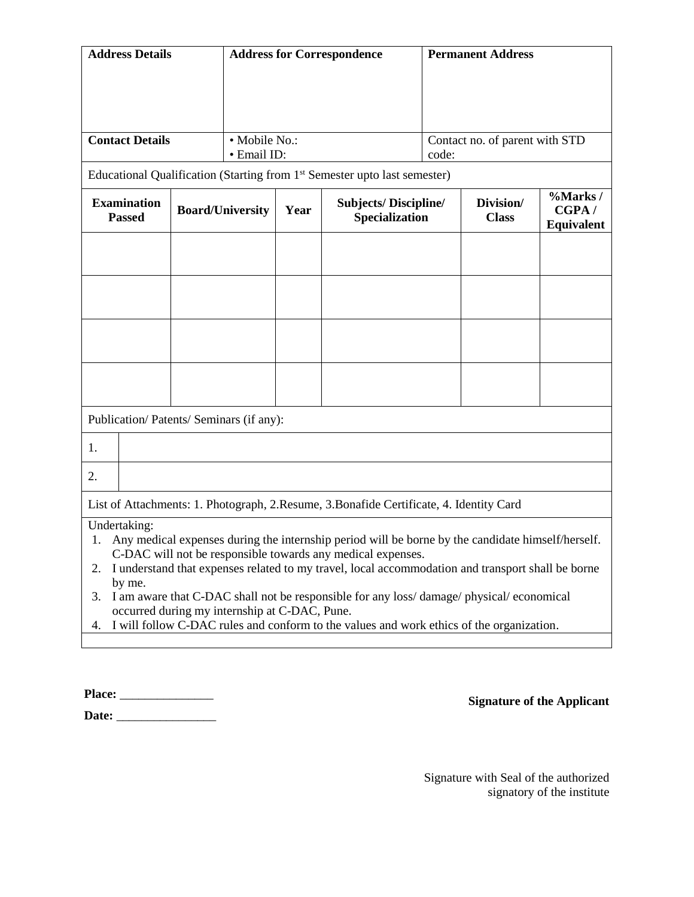| **Address Details** | **Address for Correspondence** | **Permanent Address** |
|---|---|---|
| **Contact Details** | • Mobile No.:<br>• Email ID: | Contact no. of parent with STD code: |

Educational Qualification (Starting from 1st Semester upto last semester)

| **Examination Passed** | **Board/University** | **Year** | **Subjects/ Discipline/ Specialization** | **Division/ Class** | **%Marks / CGPA / Equivalent** |
|---|---|---|---|---|---|
| | | | | | |
| | | | | | |
| | | | | | |
| | | | | | |

Publication/ Patents/ Seminars (if any):

| | |
|---|---|
| 1. | |
| 2. | |

List of Attachments: 1. Photograph, 2.Resume, 3.Bonafide Certificate, 4. Identity Card

Undertaking:

1. Any medical expenses during the internship period will be borne by the candidate himself/herself. C-DAC will not be responsible towards any medical expenses.
2. I understand that expenses related to my travel, local accommodation and transport shall be borne by me.
3. I am aware that C-DAC shall not be responsible for any loss/ damage/ physical/ economical occurred during my internship at C-DAC, Pune.
4. I will follow C-DAC rules and conform to the values and work ethics of the organization.

**Place:** _______________

**Date:** ________________

**Signature of the Applicant**

Signature with Seal of the authorized signatory of the institute